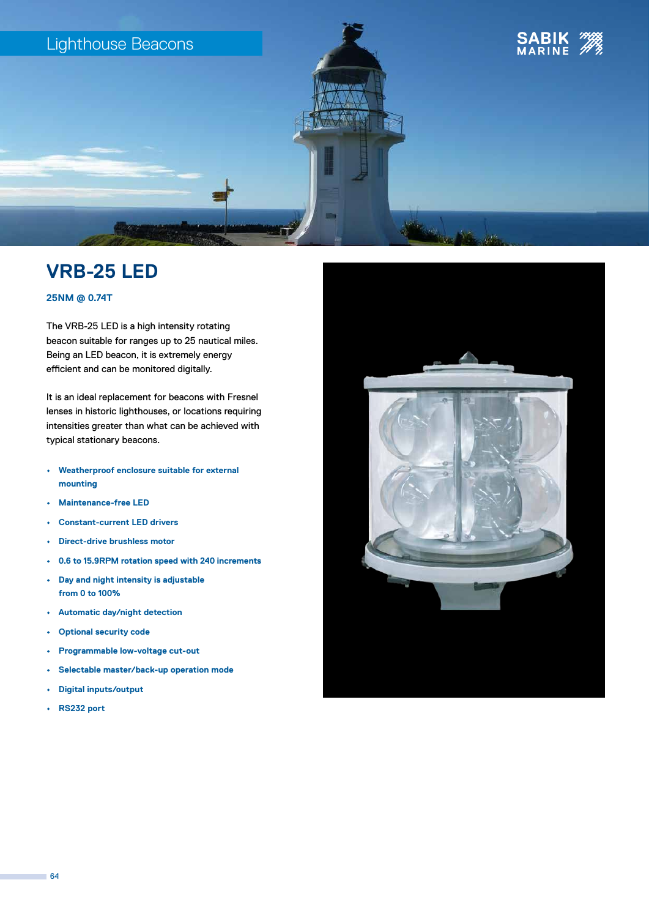Lighthouse Beacons

# VRB-25 LED

**25NM @ 0.74T**

The VRB-25 LED is a high intensity rotating beacon suitable for ranges up to 25 nautical miles. Being an LED beacon, it is extremely energy efficient and can be monitored digitally.

It is an ideal replacement for beacons with Fresnel lenses in historic lighthouses, or locations requiring intensities greater than what can be achieved with typical stationary beacons.

- **Weatherproof enclosure suitable for external mounting**
- **Maintenance-free LED**
- **Constant-current LED drivers**
- **Direct-drive brushless motor**
- **0.6 to 15.9RPM rotation speed with 240 increments**
- **Day and night intensity is adjustable from 0 to 100%**
- **Automatic day/night detection**
- **Optional security code**
- **Programmable low-voltage cut-out**
- **Selectable master/back-up operation mode**
- **Digital inputs/output**
- **RS232 port**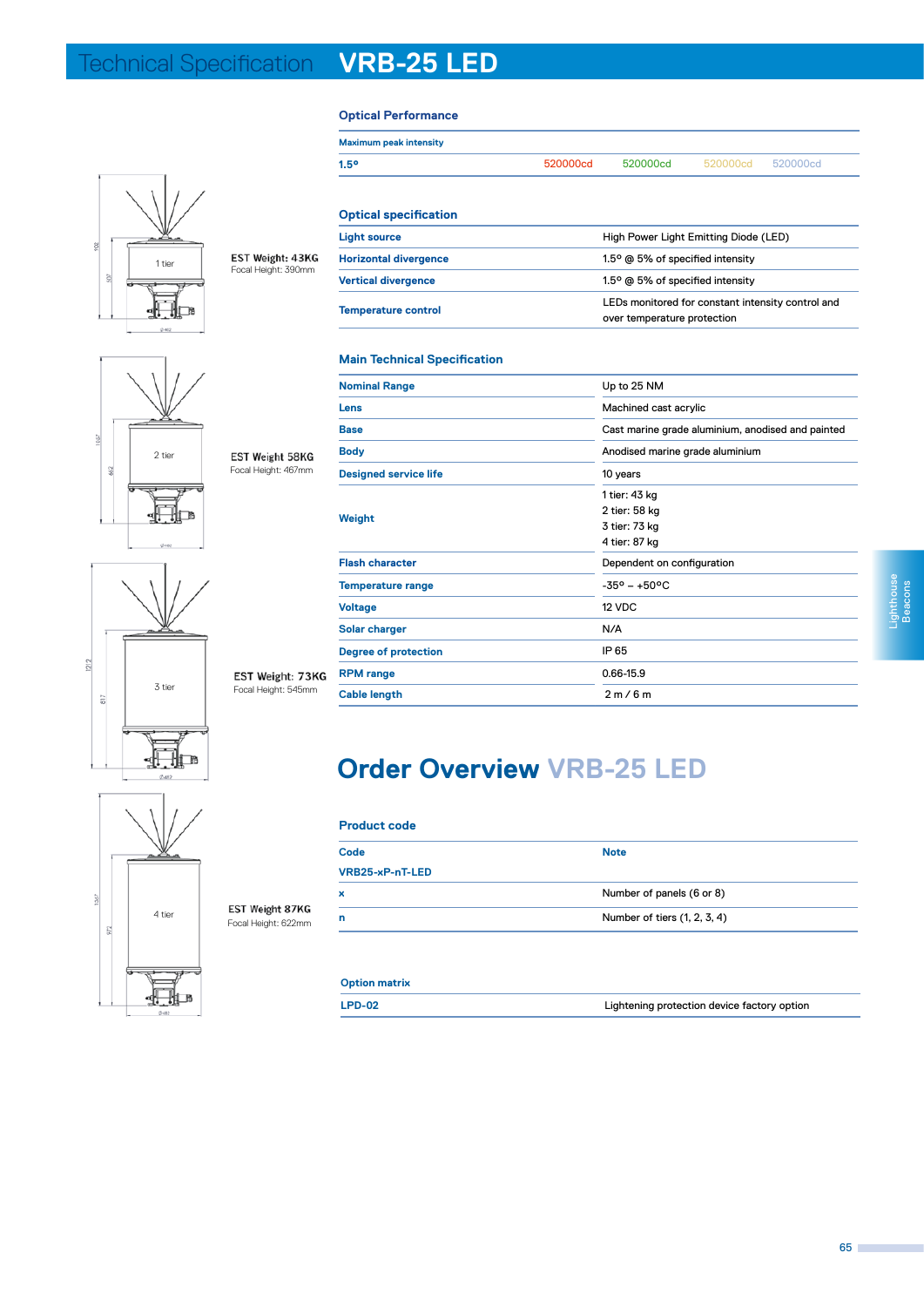# Technical Specification VRB-25 LED

1 tier

EST Weight: 43KG
Focal Height: 390mm

2 tier

EST Weight 58KG
Focal Height: 467mm

3 tier

EST Weight: 73KG
Focal Height: 545mm

4 tier

EST Weight 87KG
Focal Height: 622mm

## Optical Performance

| Maximum peak intensity | | | | |
|---|---|---|---|---|
| 1.5° | 520000cd | 520000cd | 520000cd | 520000cd |

## Optical specification

| | |
|---|---|
| Light source | High Power Light Emitting Diode (LED) |
| Horizontal divergence | 1.5° @ 5% of specified intensity |
| Vertical divergence | 1.5° @ 5% of specified intensity |
| Temperature control | LEDs monitored for constant intensity control and over temperature protection |

## Main Technical Specification

| | |
|---|---|
| Nominal Range | Up to 25 NM |
| Lens | Machined cast acrylic |
| Base | Cast marine grade aluminium, anodised and painted |
| Body | Anodised marine grade aluminium |
| Designed service life | 10 years |
| Weight | 1 tier: 43 kg<br>2 tier: 58 kg<br>3 tier: 73 kg<br>4 tier: 87 kg |
| Flash character | Dependent on configuration |
| Temperature range | -35° – +50°C |
| Voltage | 12 VDC |
| Solar charger | N/A |
| Degree of protection | IP 65 |
| RPM range | 0.66-15.9 |
| Cable length | 2 m / 6 m |

# Order Overview VRB-25 LED

## Product code

| Code | Note |
|---|---|
| VRB25-xP-nT-LED | |
| x | Number of panels (6 or 8) |
| n | Number of tiers (1, 2, 3, 4) |

## Option matrix

| | |
|---|---|
| LPD-02 | Lightening protection device factory option |

Lighthouse Beacons